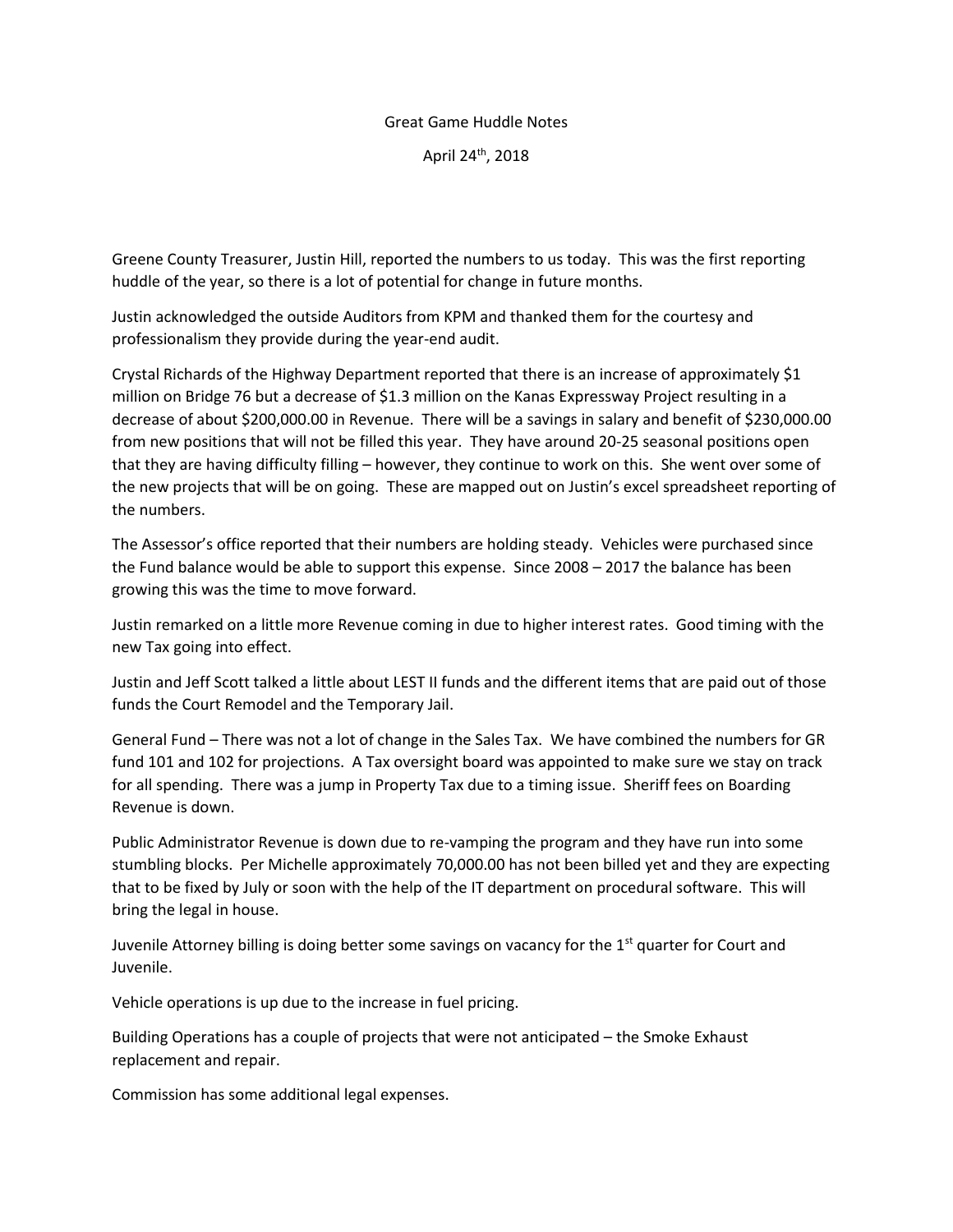Great Game Huddle Notes

April 24th, 2018

Greene County Treasurer, Justin Hill, reported the numbers to us today. This was the first reporting huddle of the year, so there is a lot of potential for change in future months.

Justin acknowledged the outside Auditors from KPM and thanked them for the courtesy and professionalism they provide during the year-end audit.

Crystal Richards of the Highway Department reported that there is an increase of approximately $1 million on Bridge 76 but a decrease of $1.3 million on the Kanas Expressway Project resulting in a decrease of about $200,000.00 in Revenue. There will be a savings in salary and benefit of $230,000.00 from new positions that will not be filled this year. They have around 20-25 seasonal positions open that they are having difficulty filling – however, they continue to work on this. She went over some of the new projects that will be on going. These are mapped out on Justin's excel spreadsheet reporting of the numbers.

The Assessor's office reported that their numbers are holding steady. Vehicles were purchased since the Fund balance would be able to support this expense. Since 2008 – 2017 the balance has been growing this was the time to move forward.

Justin remarked on a little more Revenue coming in due to higher interest rates. Good timing with the new Tax going into effect.

Justin and Jeff Scott talked a little about LEST II funds and the different items that are paid out of those funds the Court Remodel and the Temporary Jail.

General Fund – There was not a lot of change in the Sales Tax. We have combined the numbers for GR fund 101 and 102 for projections. A Tax oversight board was appointed to make sure we stay on track for all spending. There was a jump in Property Tax due to a timing issue. Sheriff fees on Boarding Revenue is down.

Public Administrator Revenue is down due to re-vamping the program and they have run into some stumbling blocks. Per Michelle approximately 70,000.00 has not been billed yet and they are expecting that to be fixed by July or soon with the help of the IT department on procedural software. This will bring the legal in house.

Juvenile Attorney billing is doing better some savings on vacancy for the 1st quarter for Court and Juvenile.

Vehicle operations is up due to the increase in fuel pricing.

Building Operations has a couple of projects that were not anticipated – the Smoke Exhaust replacement and repair.

Commission has some additional legal expenses.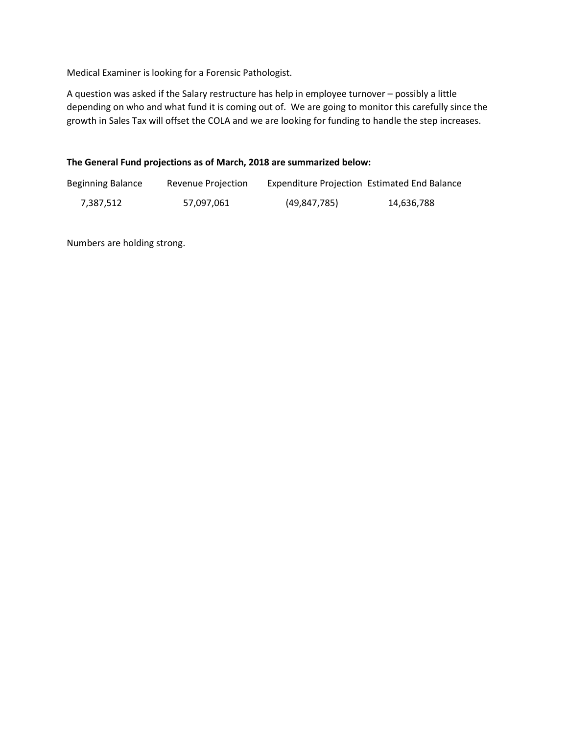Medical Examiner is looking for a Forensic Pathologist.

A question was asked if the Salary restructure has help in employee turnover – possibly a little depending on who and what fund it is coming out of. We are going to monitor this carefully since the growth in Sales Tax will offset the COLA and we are looking for funding to handle the step increases.

**The General Fund projections as of March, 2018 are summarized below:**

| Beginning Balance | Revenue Projection | Expenditure Projection | Estimated End Balance |
|---|---|---|---|
| 7,387,512 | 57,097,061 | (49,847,785) | 14,636,788 |

Numbers are holding strong.